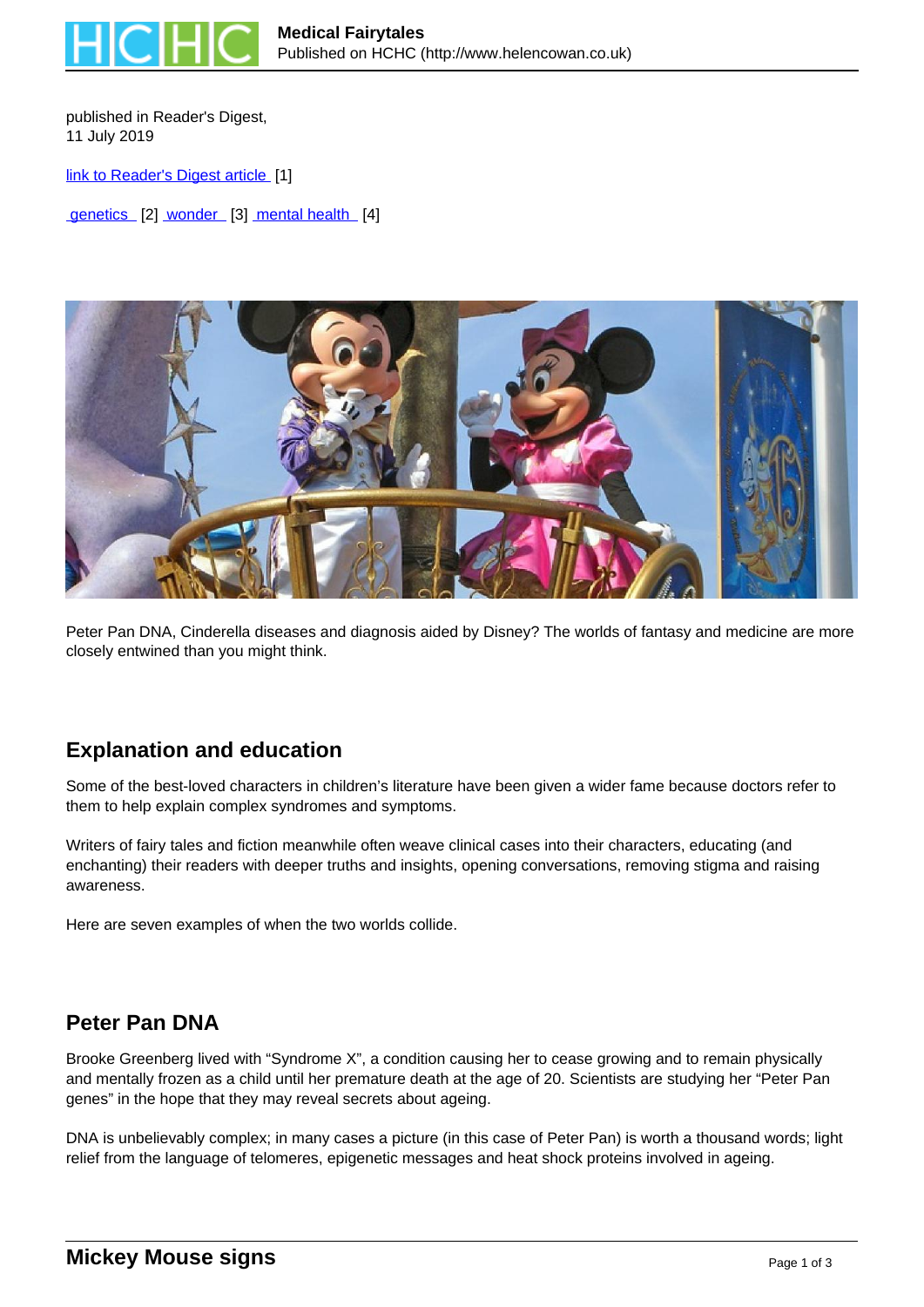published in Reader's Digest,
11 July 2019

link to Reader's Digest article [1]

genetics [2] wonder [3] mental health [4]

Peter Pan DNA, Cinderella diseases and diagnosis aided by Disney? The worlds of fantasy and medicine are more closely entwined than you might think.

## Explanation and education

Some of the best-loved characters in children's literature have been given a wider fame because doctors refer to them to help explain complex syndromes and symptoms.

Writers of fairy tales and fiction meanwhile often weave clinical cases into their characters, educating (and enchanting) their readers with deeper truths and insights, opening conversations, removing stigma and raising awareness.

Here are seven examples of when the two worlds collide.

## Peter Pan DNA

Brooke Greenberg lived with "Syndrome X", a condition causing her to cease growing and to remain physically and mentally frozen as a child until her premature death at the age of 20. Scientists are studying her "Peter Pan genes" in the hope that they may reveal secrets about ageing.

DNA is unbelievably complex; in many cases a picture (in this case of Peter Pan) is worth a thousand words; light relief from the language of telomeres, epigenetic messages and heat shock proteins involved in ageing.

## Mickey Mouse signs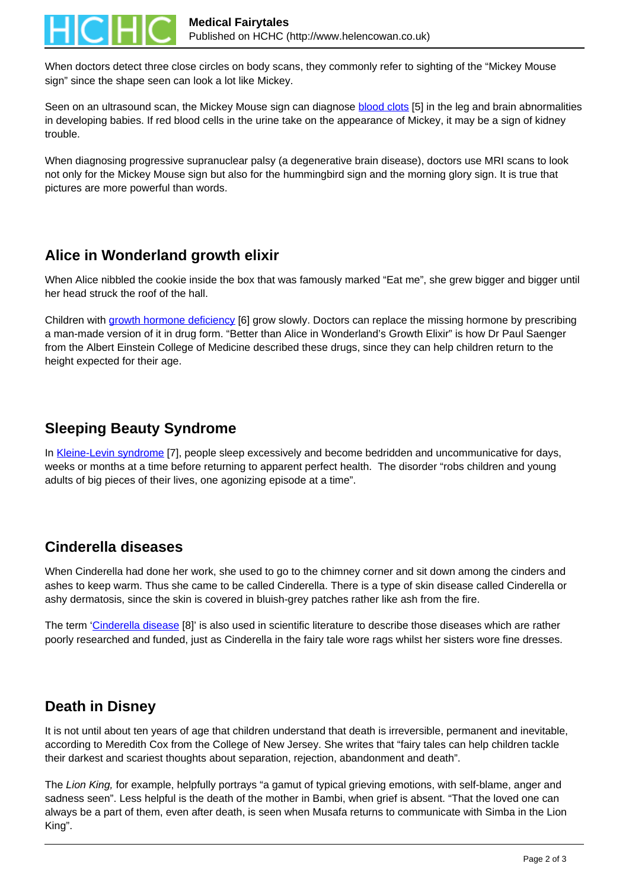When doctors detect three close circles on body scans, they commonly refer to sighting of the "Mickey Mouse sign" since the shape seen can look a lot like Mickey.

Seen on an ultrasound scan, the Mickey Mouse sign can diagnose blood clots [5] in the leg and brain abnormalities in developing babies. If red blood cells in the urine take on the appearance of Mickey, it may be a sign of kidney trouble.

When diagnosing progressive supranuclear palsy (a degenerative brain disease), doctors use MRI scans to look not only for the Mickey Mouse sign but also for the hummingbird sign and the morning glory sign. It is true that pictures are more powerful than words.

## Alice in Wonderland growth elixir

When Alice nibbled the cookie inside the box that was famously marked "Eat me", she grew bigger and bigger until her head struck the roof of the hall.

Children with growth hormone deficiency [6] grow slowly. Doctors can replace the missing hormone by prescribing a man-made version of it in drug form. "Better than Alice in Wonderland's Growth Elixir" is how Dr Paul Saenger from the Albert Einstein College of Medicine described these drugs, since they can help children return to the height expected for their age.

## Sleeping Beauty Syndrome

In Kleine-Levin syndrome [7], people sleep excessively and become bedridden and uncommunicative for days, weeks or months at a time before returning to apparent perfect health. The disorder "robs children and young adults of big pieces of their lives, one agonizing episode at a time".

## Cinderella diseases

When Cinderella had done her work, she used to go to the chimney corner and sit down among the cinders and ashes to keep warm. Thus she came to be called Cinderella. There is a type of skin disease called Cinderella or ashy dermatosis, since the skin is covered in bluish-grey patches rather like ash from the fire.

The term 'Cinderella disease [8]' is also used in scientific literature to describe those diseases which are rather poorly researched and funded, just as Cinderella in the fairy tale wore rags whilst her sisters wore fine dresses.

## Death in Disney

It is not until about ten years of age that children understand that death is irreversible, permanent and inevitable, according to Meredith Cox from the College of New Jersey. She writes that "fairy tales can help children tackle their darkest and scariest thoughts about separation, rejection, abandonment and death".

The *Lion King,* for example, helpfully portrays "a gamut of typical grieving emotions, with self-blame, anger and sadness seen". Less helpful is the death of the mother in Bambi, when grief is absent. "That the loved one can always be a part of them, even after death, is seen when Musafa returns to communicate with Simba in the Lion King".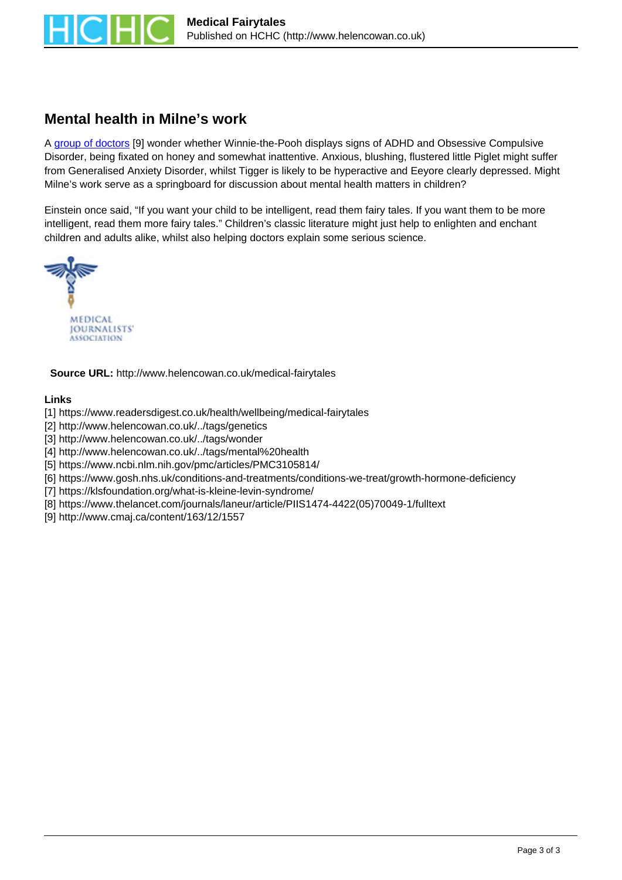## Mental health in Milne's work

A group of doctors [9] wonder whether Winnie-the-Pooh displays signs of ADHD and Obsessive Compulsive Disorder, being fixated on honey and somewhat inattentive. Anxious, blushing, flustered little Piglet might suffer from Generalised Anxiety Disorder, whilst Tigger is likely to be hyperactive and Eeyore clearly depressed. Might Milne's work serve as a springboard for discussion about mental health matters in children?

Einstein once said, "If you want your child to be intelligent, read them fairy tales. If you want them to be more intelligent, read them more fairy tales." Children's classic literature might just help to enlighten and enchant children and adults alike, whilst also helping doctors explain some serious science.

MEDICAL JOURNALISTS' ASSOCIATION

**Source URL:** http://www.helencowan.co.uk/medical-fairytales

**Links**

[1] https://www.readersdigest.co.uk/health/wellbeing/medical-fairytales
[2] http://www.helencowan.co.uk/../tags/genetics
[3] http://www.helencowan.co.uk/../tags/wonder
[4] http://www.helencowan.co.uk/../tags/mental%20health
[5] https://www.ncbi.nlm.nih.gov/pmc/articles/PMC3105814/
[6] https://www.gosh.nhs.uk/conditions-and-treatments/conditions-we-treat/growth-hormone-deficiency
[7] https://klsfoundation.org/what-is-kleine-levin-syndrome/
[8] https://www.thelancet.com/journals/laneur/article/PIIS1474-4422(05)70049-1/fulltext
[9] http://www.cmaj.ca/content/163/12/1557